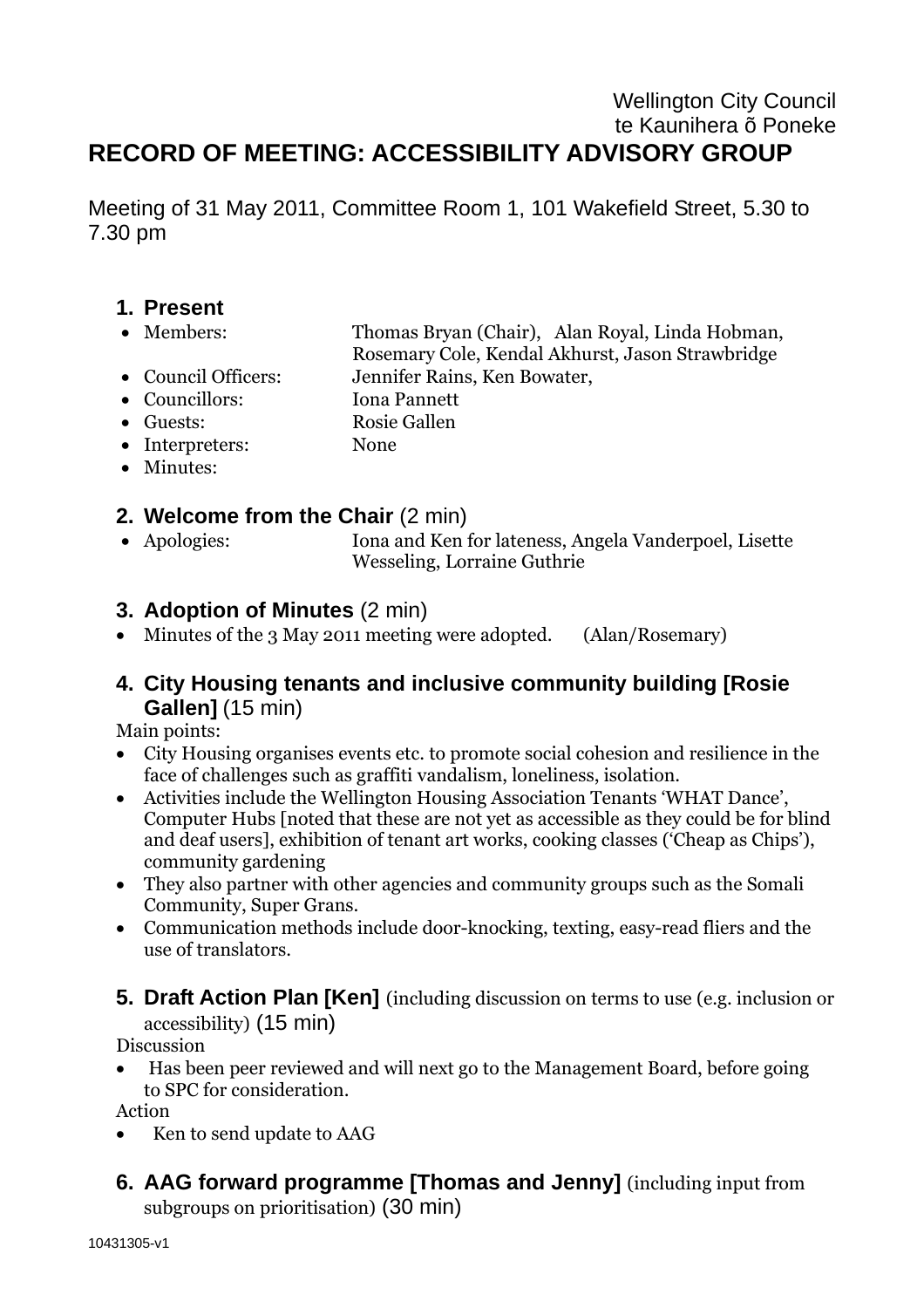Wellington City Council
te Kaunihera õ Poneke

# RECORD OF MEETING: ACCESSIBILITY ADVISORY GROUP

Meeting of 31 May 2011, Committee Room 1, 101 Wakefield Street, 5.30 to 7.30 pm

## 1. Present

- Members: Thomas Bryan (Chair), Alan Royal, Linda Hobman, Rosemary Cole, Kendal Akhurst, Jason Strawbridge
- Council Officers: Jennifer Rains, Ken Bowater,
- Councillors: Iona Pannett
- Guests: Rosie Gallen
- Interpreters: None
- Minutes:

## 2. Welcome from the Chair (2 min)

- Apologies: Iona and Ken for lateness, Angela Vanderpoel, Lisette Wesseling, Lorraine Guthrie

## 3. Adoption of Minutes (2 min)

- Minutes of the 3 May 2011 meeting were adopted. (Alan/Rosemary)

## 4. City Housing tenants and inclusive community building [Rosie Gallen] (15 min)

Main points:

- City Housing organises events etc. to promote social cohesion and resilience in the face of challenges such as graffiti vandalism, loneliness, isolation.
- Activities include the Wellington Housing Association Tenants 'WHAT Dance', Computer Hubs [noted that these are not yet as accessible as they could be for blind and deaf users], exhibition of tenant art works, cooking classes ('Cheap as Chips'), community gardening
- They also partner with other agencies and community groups such as the Somali Community, Super Grans.
- Communication methods include door-knocking, texting, easy-read fliers and the use of translators.

## 5. Draft Action Plan [Ken] (including discussion on terms to use (e.g. inclusion or accessibility) (15 min)

Discussion

- Has been peer reviewed and will next go to the Management Board, before going to SPC for consideration.

Action

- Ken to send update to AAG

## 6. AAG forward programme [Thomas and Jenny] (including input from subgroups on prioritisation) (30 min)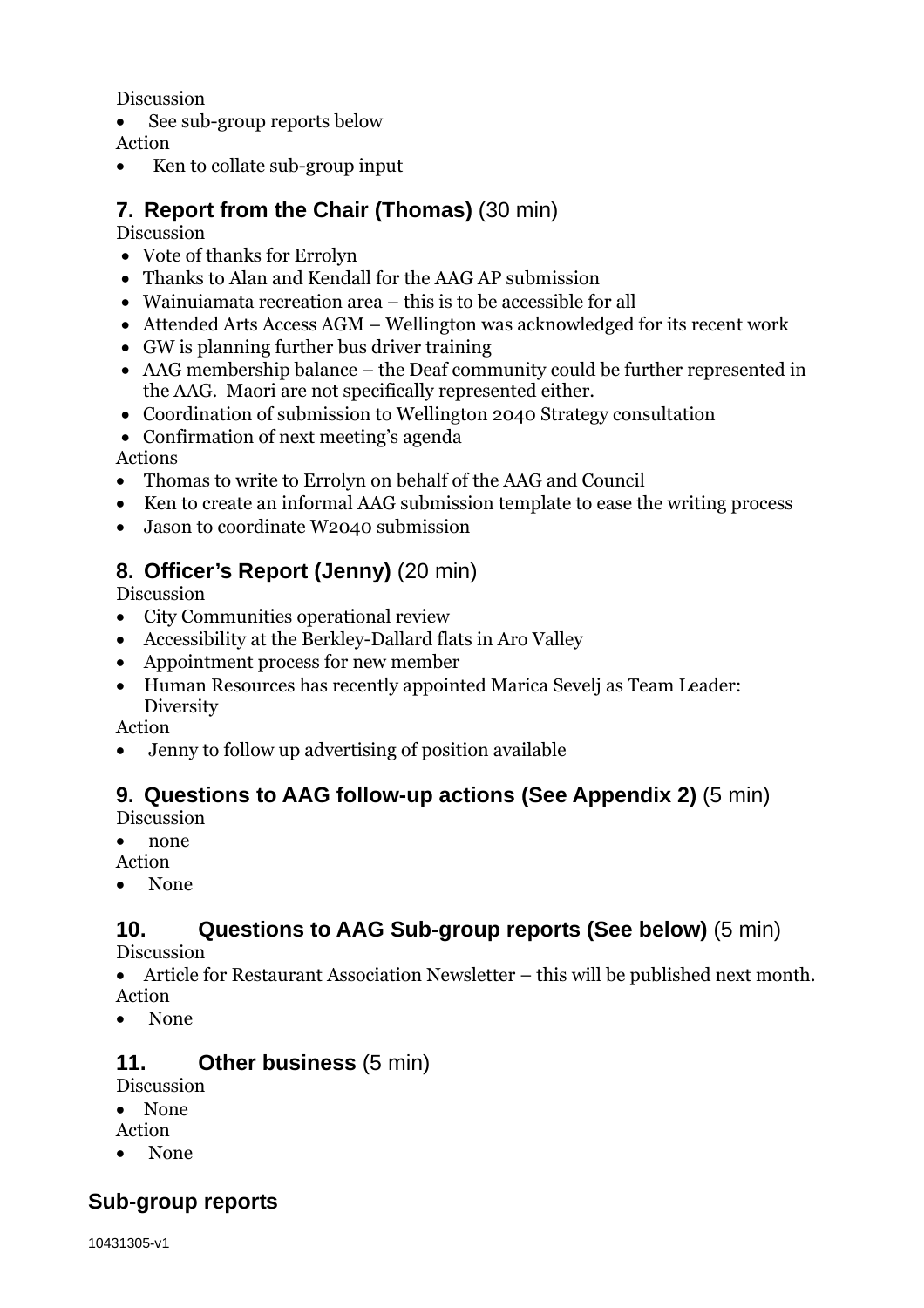Discussion

- See sub-group reports below

Action

- Ken to collate sub-group input

## 7. Report from the Chair (Thomas) (30 min)

Discussion

- Vote of thanks for Errolyn
- Thanks to Alan and Kendall for the AAG AP submission
- Wainuiamata recreation area – this is to be accessible for all
- Attended Arts Access AGM – Wellington was acknowledged for its recent work
- GW is planning further bus driver training
- AAG membership balance – the Deaf community could be further represented in the AAG. Maori are not specifically represented either.
- Coordination of submission to Wellington 2040 Strategy consultation
- Confirmation of next meeting's agenda

Actions

- Thomas to write to Errolyn on behalf of the AAG and Council
- Ken to create an informal AAG submission template to ease the writing process
- Jason to coordinate W2040 submission

## 8. Officer's Report (Jenny) (20 min)

Discussion

- City Communities operational review
- Accessibility at the Berkley-Dallard flats in Aro Valley
- Appointment process for new member
- Human Resources has recently appointed Marica Sevelj as Team Leader: Diversity

Action

- Jenny to follow up advertising of position available

## 9. Questions to AAG follow-up actions (See Appendix 2) (5 min)

Discussion

- none

Action

- None

## 10. Questions to AAG Sub-group reports (See below) (5 min)

Discussion

- Article for Restaurant Association Newsletter – this will be published next month.

Action

- None

## 11. Other business (5 min)

Discussion

- None

Action

- None

## Sub-group reports

10431305-v1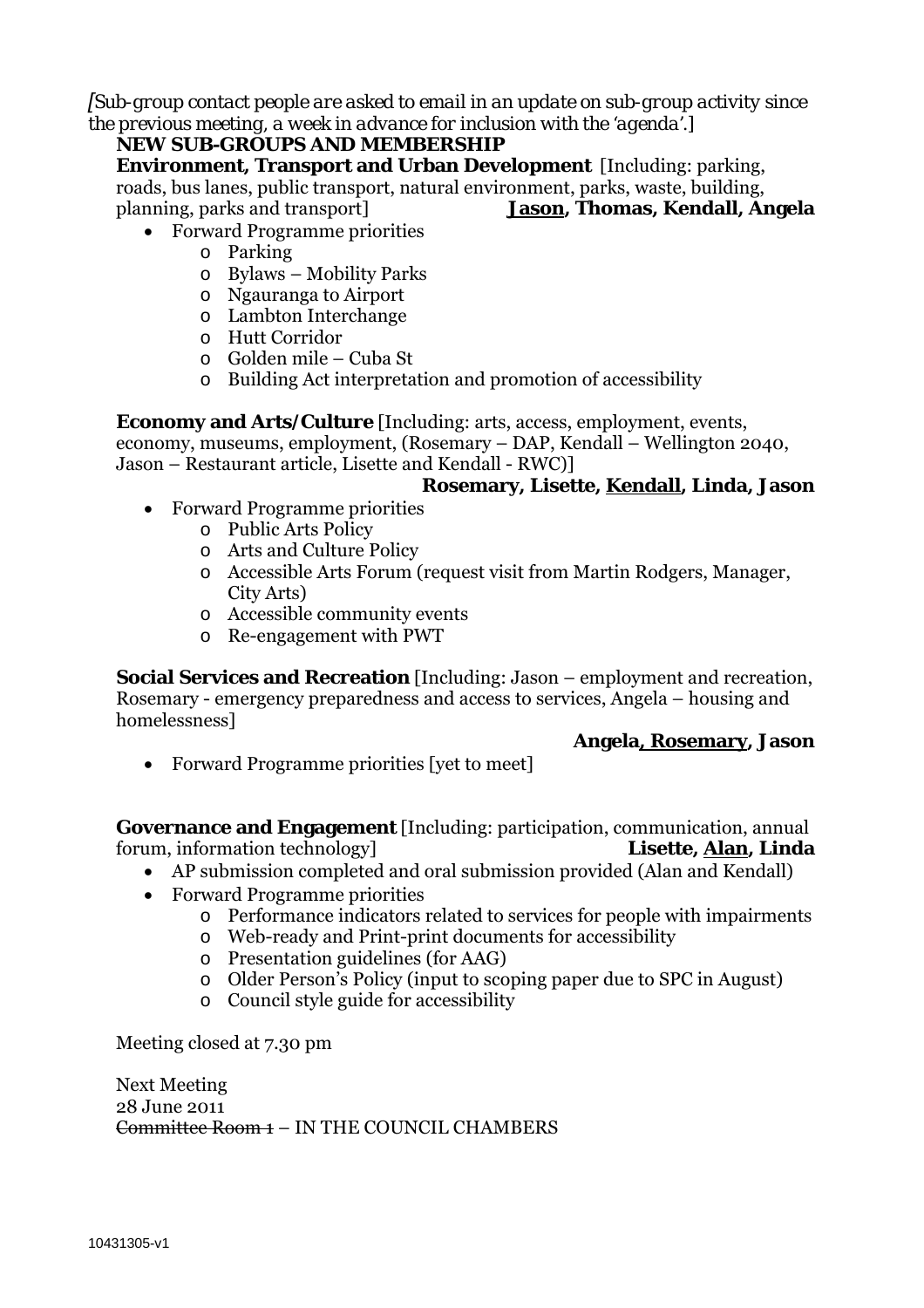*[Sub-group contact people are asked to email in an update on sub-group activity since the previous meeting, a week in advance for inclusion with the 'agenda'.]*

**NEW SUB-GROUPS AND MEMBERSHIP**

**Environment, Transport and Urban Development** [Including: parking, roads, bus lanes, public transport, natural environment, parks, waste, building, planning, parks and transport] **<u>Jason</u>, Thomas, Kendall, Angela**

- Forward Programme priorities
  - Parking
  - Bylaws – Mobility Parks
  - Ngauranga to Airport
  - Lambton Interchange
  - Hutt Corridor
  - Golden mile – Cuba St
  - Building Act interpretation and promotion of accessibility

**Economy and Arts/Culture** [Including: arts, access, employment, events, economy, museums, employment, (Rosemary – DAP, Kendall – Wellington 2040, Jason – Restaurant article, Lisette and Kendall - RWC)]

**Rosemary, Lisette, <u>Kendall</u>, Linda, Jason**

- Forward Programme priorities
  - Public Arts Policy
  - Arts and Culture Policy
  - Accessible Arts Forum (request visit from Martin Rodgers, Manager, City Arts)
  - Accessible community events
  - Re-engagement with PWT

**Social Services and Recreation** [Including: Jason – employment and recreation, Rosemary - emergency preparedness and access to services, Angela – housing and homelessness]

**Angela<u>, Rosemary</u>, Jason**

- Forward Programme priorities [yet to meet]

**Governance and Engagement** [Including: participation, communication, annual forum, information technology] **Lisette, <u>Alan</u>, Linda**

- AP submission completed and oral submission provided (Alan and Kendall)
- Forward Programme priorities
  - Performance indicators related to services for people with impairments
  - Web-ready and Print-print documents for accessibility
  - Presentation guidelines (for AAG)
  - Older Person's Policy (input to scoping paper due to SPC in August)
  - Council style guide for accessibility

Meeting closed at 7.30 pm

Next Meeting
28 June 2011
~~Committee Room 1~~ – IN THE COUNCIL CHAMBERS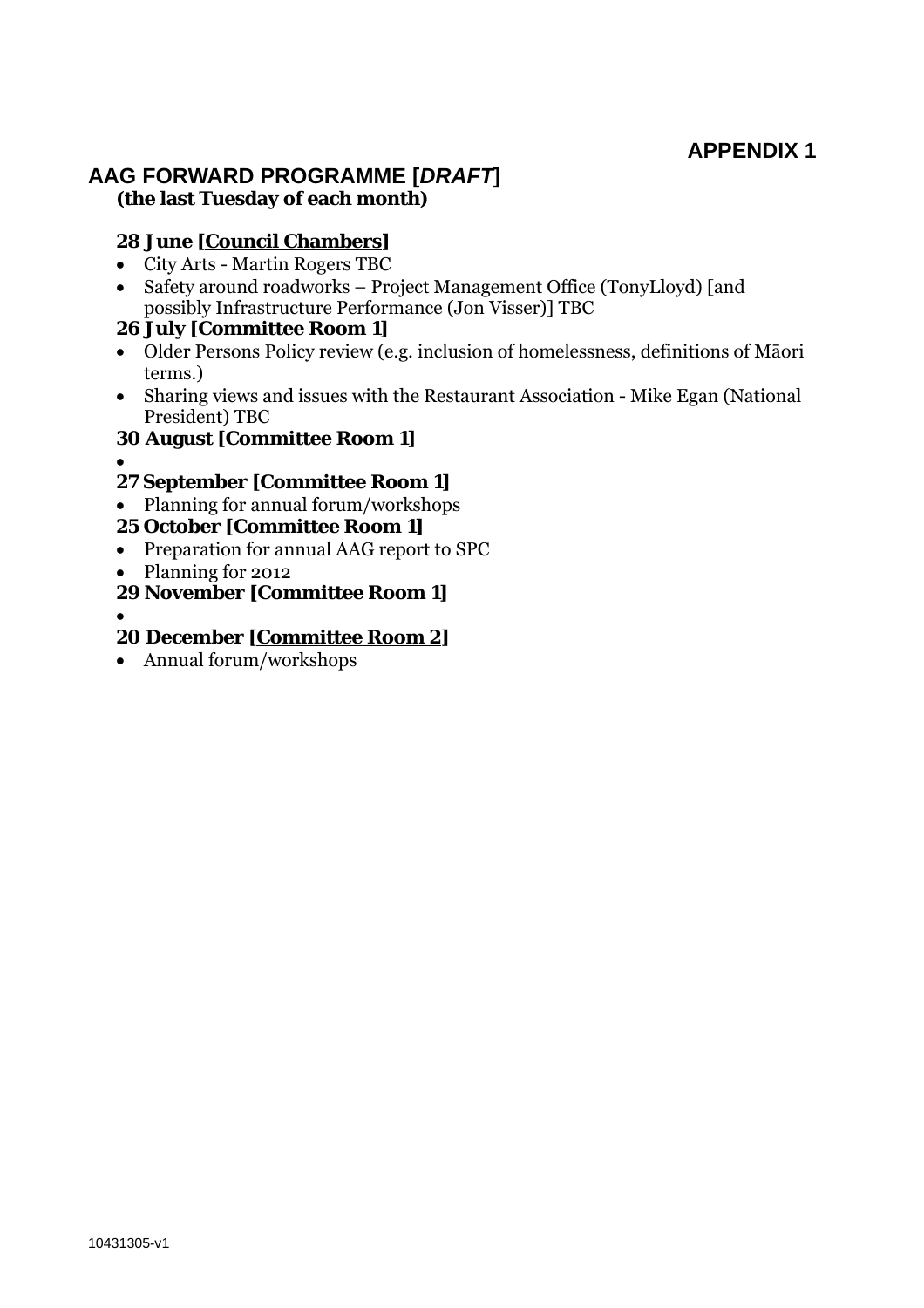**APPENDIX 1**

# AAG FORWARD PROGRAMME [*DRAFT*]

**(the last Tuesday of each month)**

**28 June [Council Chambers]**

- City Arts - Martin Rogers TBC
- Safety around roadworks – Project Management Office (TonyLloyd) [and possibly Infrastructure Performance (Jon Visser)] TBC

**26 July [Committee Room 1]**

- Older Persons Policy review (e.g. inclusion of homelessness, definitions of Māori terms.)
- Sharing views and issues with the Restaurant Association - Mike Egan (National President) TBC

**30 August [Committee Room 1]**

- 

**27 September [Committee Room 1]**

- Planning for annual forum/workshops

**25 October [Committee Room 1]**

- Preparation for annual AAG report to SPC
- Planning for 2012

**29 November [Committee Room 1]**

- 

**20 December [Committee Room 2]**

- Annual forum/workshops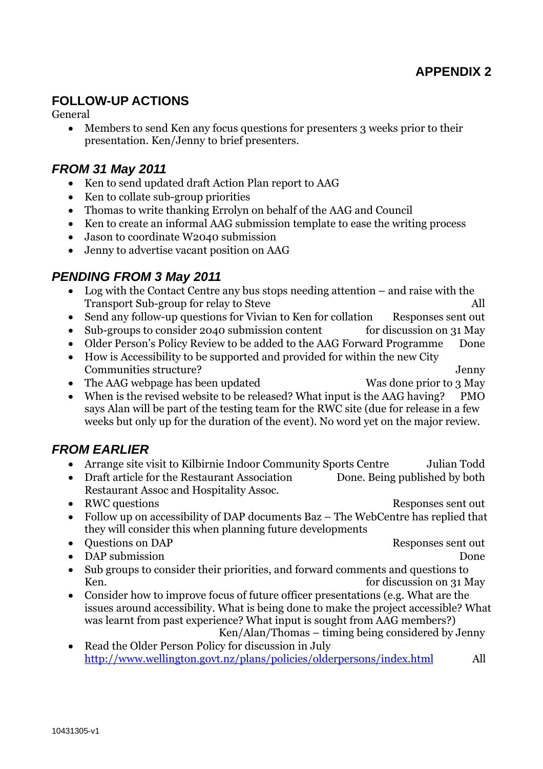**APPENDIX 2**

## FOLLOW-UP ACTIONS

General

- Members to send Ken any focus questions for presenters 3 weeks prior to their presentation. Ken/Jenny to brief presenters.

### *FROM 31 May 2011*

- Ken to send updated draft Action Plan report to AAG
- Ken to collate sub-group priorities
- Thomas to write thanking Errolyn on behalf of the AAG and Council
- Ken to create an informal AAG submission template to ease the writing process
- Jason to coordinate W2040 submission
- Jenny to advertise vacant position on AAG

### *PENDING FROM 3 May 2011*

- Log with the Contact Centre any bus stops needing attention – and raise with the Transport Sub-group for relay to Steve — All
- Send any follow-up questions for Vivian to Ken for collation — Responses sent out
- Sub-groups to consider 2040 submission content — for discussion on 31 May
- Older Person's Policy Review to be added to the AAG Forward Programme — Done
- How is Accessibility to be supported and provided for within the new City Communities structure? — Jenny
- The AAG webpage has been updated — Was done prior to 3 May
- When is the revised website to be released? What input is the AAG having? PMO says Alan will be part of the testing team for the RWC site (due for release in a few weeks but only up for the duration of the event). No word yet on the major review.

### *FROM EARLIER*

- Arrange site visit to Kilbirnie Indoor Community Sports Centre — Julian Todd
- Draft article for the Restaurant Association — Done. Being published by both Restaurant Assoc and Hospitality Assoc.
- RWC questions — Responses sent out
- Follow up on accessibility of DAP documents Baz – The WebCentre has replied that they will consider this when planning future developments
- Questions on DAP — Responses sent out
- DAP submission — Done
- Sub groups to consider their priorities, and forward comments and questions to Ken. — for discussion on 31 May
- Consider how to improve focus of future officer presentations (e.g. What are the issues around accessibility. What is being done to make the project accessible? What was learnt from past experience? What input is sought from AAG members?) — Ken/Alan/Thomas – timing being considered by Jenny
- Read the Older Person Policy for discussion in July http://www.wellington.govt.nz/plans/policies/olderpersons/index.html — All